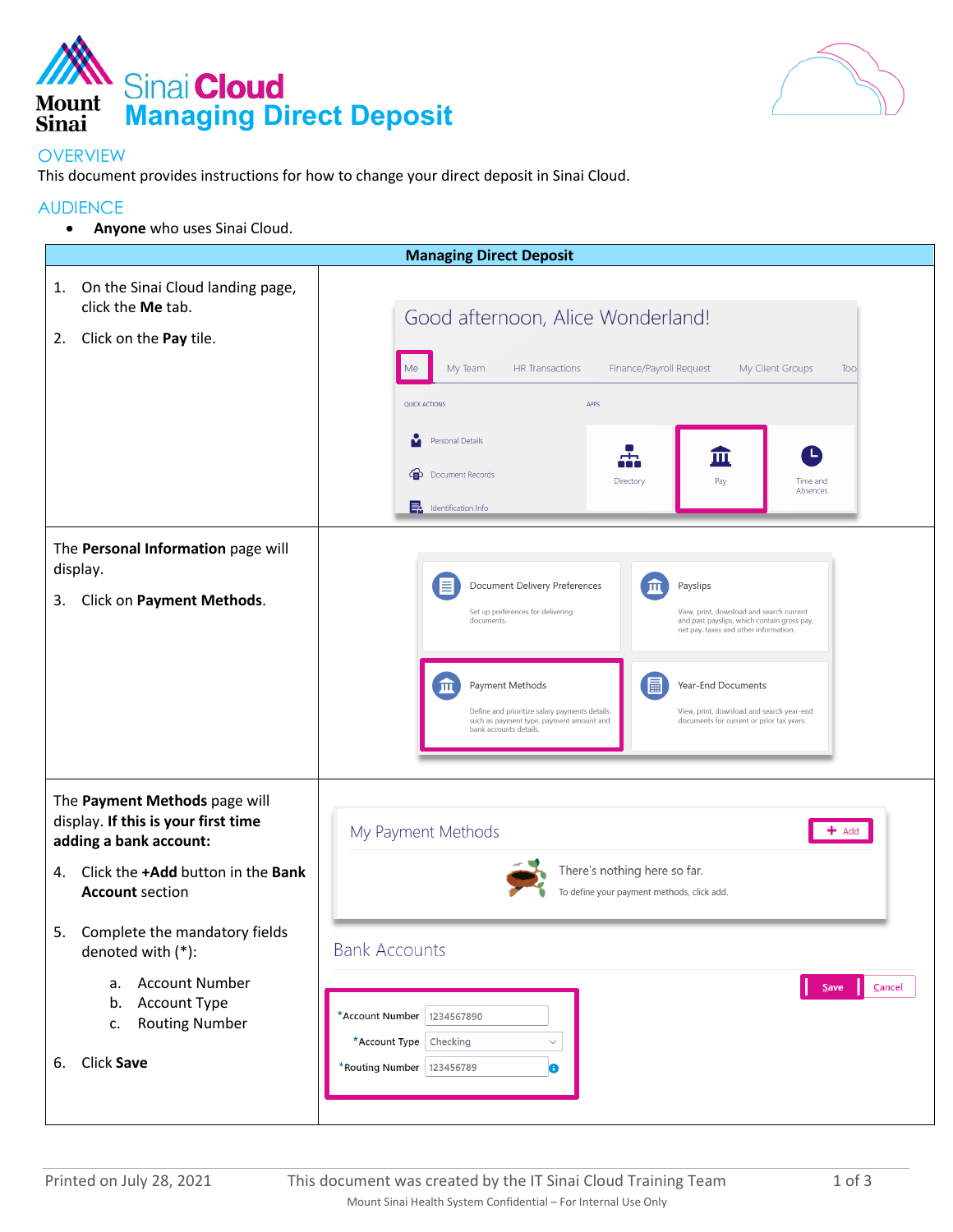# Sinai Cloud Managing Direct Deposit

## OVERVIEW

This document provides instructions for how to change your direct deposit in Sinai Cloud.

## AUDIENCE

- **Anyone** who uses Sinai Cloud.

| Managing Direct Deposit | |
|---|---|
| 1. On the Sinai Cloud landing page, click the **Me** tab.<br>2. Click on the **Pay** tile. | |
| The **Personal Information** page will display.<br>3. Click on **Payment Methods**. | |
| The **Payment Methods** page will display. **If this is your first time adding a bank account:**<br>4. Click the **+Add** button in the **Bank Account** section<br>5. Complete the mandatory fields denoted with (*):<br>a. Account Number<br>b. Account Type<br>c. Routing Number<br>6. Click **Save** | |

Printed on July 28, 2021 — This document was created by the IT Sinai Cloud Training Team

Mount Sinai Health System Confidential – For Internal Use Only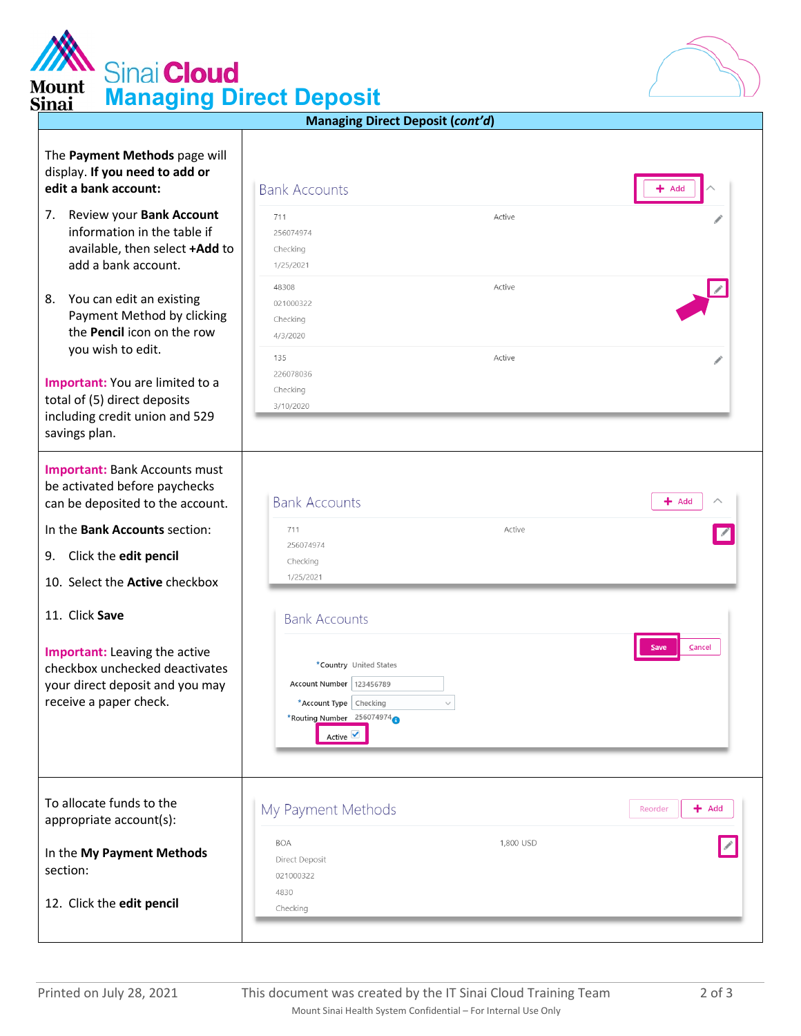# Sinai Cloud Managing Direct Deposit

**Managing Direct Deposit (*cont'd*)**

The **Payment Methods** page will display. **If you need to add or edit a bank account:**

7. Review your **Bank Account** information in the table if available, then select **+Add** to add a bank account.

8. You can edit an existing Payment Method by clicking the **Pencil** icon on the row you wish to edit.

**Important:** You are limited to a total of (5) direct deposits including credit union and 529 savings plan.

Bank Accounts | + Add

| | |
|---|---|
| 711<br>256074974<br>Checking<br>1/25/2021 | Active |
| 48308<br>021000322<br>Checking<br>4/3/2020 | Active |
| 135<br>226078036<br>Checking<br>3/10/2020 | Active |

**Important:** Bank Accounts must be activated before paychecks can be deposited to the account.

In the **Bank Accounts** section:

9. Click the **edit pencil**
10. Select the **Active** checkbox
11. Click **Save**

**Important:** Leaving the active checkbox unchecked deactivates your direct deposit and you may receive a paper check.

Bank Accounts | + Add

| | |
|---|---|
| 711<br>256074974<br>Checking<br>1/25/2021 | Active |

Bank Accounts | Save | Cancel

*Country: United States
Account Number: 123456789
*Account Type: Checking
*Routing Number: 256074974
Active ☑

To allocate funds to the appropriate account(s):

In the **My Payment Methods** section:

12. Click the **edit pencil**

My Payment Methods | Reorder | + Add

| | |
|---|---|
| BOA<br>Direct Deposit<br>021000322<br>4830<br>Checking | 1,800 USD |

Printed on July 28, 2021 | This document was created by the IT Sinai Cloud Training Team

Mount Sinai Health System Confidential – For Internal Use Only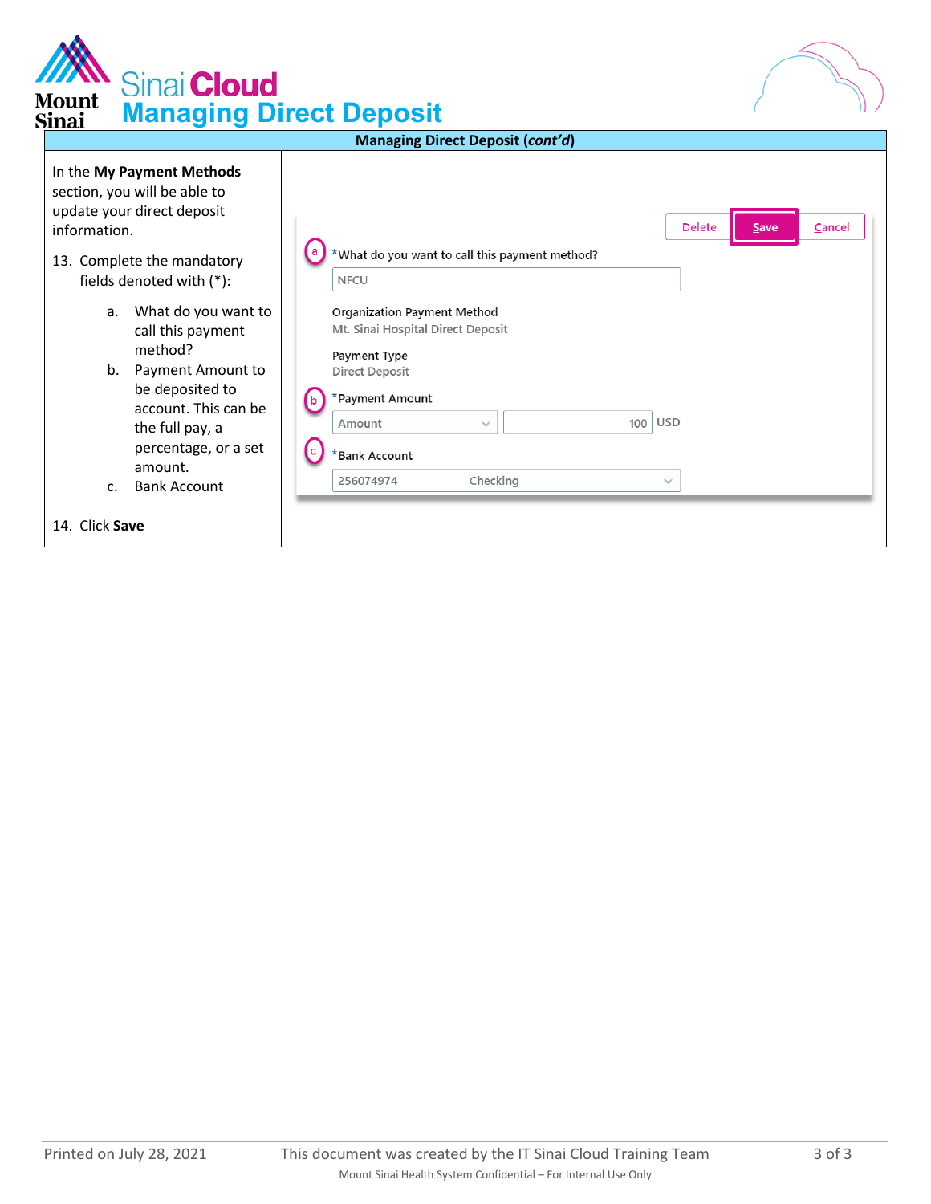# Sinai Cloud
## Managing Direct Deposit

| Managing Direct Deposit (*cont'd*) | |
|---|---|
| In the **My Payment Methods** section, you will be able to update your direct deposit information.<br><br>13. Complete the mandatory fields denoted with (*):<br>a. What do you want to call this payment method?<br>b. Payment Amount to be deposited to account. This can be the full pay, a percentage, or a set amount.<br>c. Bank Account<br><br>14. Click **Save** | Delete  Save  Cancel<br><br>a *What do you want to call this payment method?<br>NFCU<br><br>Organization Payment Method<br>Mt. Sinai Hospital Direct Deposit<br><br>Payment Type<br>Direct Deposit<br><br>b *Payment Amount<br>Amount  100 USD<br><br>c *Bank Account<br>256074974  Checking |

Printed on July 28, 2021    This document was created by the IT Sinai Cloud Training Team

Mount Sinai Health System Confidential – For Internal Use Only